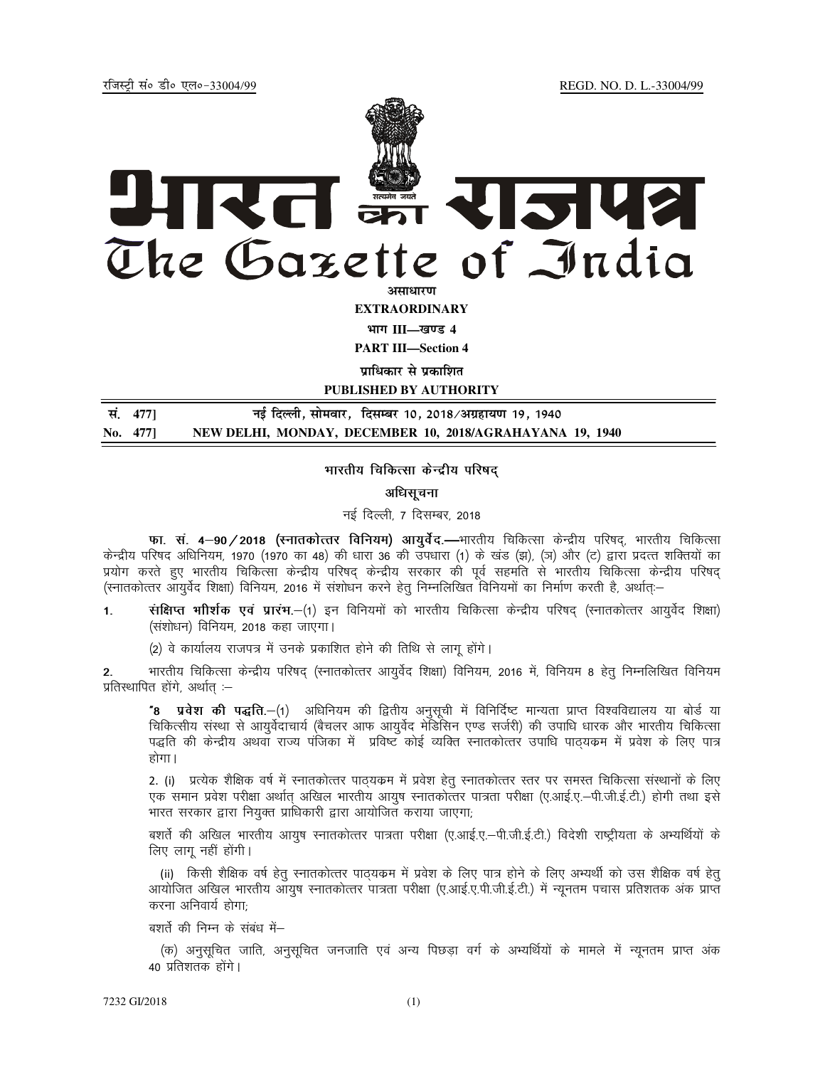रजिस्ट्री सं॰ डी॰ एल॰-33004/99 REGD. NO. D. L.-33004/99

# भारत का राजपत्र
# The Gazette of India

**असाधारण**

**EXTRAORDINARY**

**भाग III—खण्ड 4**

**PART III—Section 4**

**प्राधिकार से प्रकाशित**

**PUBLISHED BY AUTHORITY**

| | |
|---|---|
| **सं. 477]** | **नई दिल्ली, सोमवार, दिसम्बर 10, 2018/अग्रहायण 19, 1940** |
| **No. 477]** | **NEW DELHI, MONDAY, DECEMBER 10, 2018/AGRAHAYANA 19, 1940** |

## भारतीय चिकित्सा केन्द्रीय परिषद्

### अधिसूचना

नई दिल्ली, 7 दिसम्बर, 2018

**फा. सं. 4–90/2018 (स्नातकोत्तर विनियम) आयुर्वेद.—**भारतीय चिकित्सा केन्द्रीय परिषद्, भारतीय चिकित्सा केन्द्रीय परिषद अधिनियम, 1970 (1970 का 48) की धारा 36 की उपधारा (1) के खंड (झ), (ञ) और (ट) द्वारा प्रदत्त शक्तियों का प्रयोग करते हुए भारतीय चिकित्सा केन्द्रीय परिषद् केन्द्रीय सरकार की पूर्व सहमति से भारतीय चिकित्सा केन्द्रीय परिषद् (स्नातकोत्तर आयुर्वेद शिक्षा) विनियम, 2016 में संशोधन करने हेतु निम्नलिखित विनियमों का निर्माण करती है, अर्थात्:–

1. **संक्षिप्त शीर्षक एवं प्रारंभ.**–(1) इन विनियमों को भारतीय चिकित्सा केन्द्रीय परिषद् (स्नातकोत्तर आयुर्वेद शिक्षा) (संशोधन) विनियम, 2018 कहा जाएगा।

   (2) वे कार्यालय राजपत्र में उनके प्रकाशित होने की तिथि से लागू होंगे।

2. भारतीय चिकित्सा केन्द्रीय परिषद् (स्नातकोत्तर आयुर्वेद शिक्षा) विनियम, 2016 में, विनियम 8 हेतु निम्नलिखित विनियम प्रतिस्थापित होंगे, अर्थात् :–

   "**8 प्रवेश की पद्धति.**–(1) अधिनियम की द्वितीय अनुसूची में विनिर्दिष्ट मान्यता प्राप्त विश्वविद्यालय या बोर्ड या चिकित्सीय संस्था से आयुर्वेदाचार्य (बैचलर आफ आयुर्वेद मेडिसिन एण्ड सर्जरी) की उपाधि धारक और भारतीय चिकित्सा पद्धति की केन्द्रीय अथवा राज्य पंजिका में प्रविष्ट कोई व्यक्ति स्नातकोत्तर उपाधि पाठ्यक्रम में प्रवेश के लिए पात्र होगा।

   2. (i) प्रत्येक शैक्षिक वर्ष में स्नातकोत्तर पाठ्यक्रम में प्रवेश हेतु स्नातकोत्तर स्तर पर समस्त चिकित्सा संस्थानों के लिए एक समान प्रवेश परीक्षा अर्थात् अखिल भारतीय आयुष स्नातकोत्तर पात्रता परीक्षा (ए.आई.ए.–पी.जी.ई.टी.) होगी तथा इसे भारत सरकार द्वारा नियुक्त प्राधिकारी द्वारा आयोजित कराया जाएगा;

   बशर्ते की अखिल भारतीय आयुष स्नातकोत्तर पात्रता परीक्षा (ए.आई.ए.–पी.जी.ई.टी.) विदेशी राष्ट्रीयता के अभ्यर्थियों के लिए लागू नहीं होंगी।

   (ii) किसी शैक्षिक वर्ष हेतु स्नातकोत्तर पाठ्यक्रम में प्रवेश के लिए पात्र होने के लिए अभ्यर्थी को उस शैक्षिक वर्ष हेतु आयोजित अखिल भारतीय आयुष स्नातकोत्तर पात्रता परीक्षा (ए.आई.ए.पी.जी.ई.टी.) में न्यूनतम पचास प्रतिशतक अंक प्राप्त करना अनिवार्य होगा;

   बशर्ते की निम्न के संबंध में–

   (क) अनुसूचित जाति, अनुसूचित जनजाति एवं अन्य पिछड़ा वर्ग के अभ्यर्थियों के मामले में न्यूनतम प्राप्त अंक 40 प्रतिशतक होंगे।

7232 GI/2018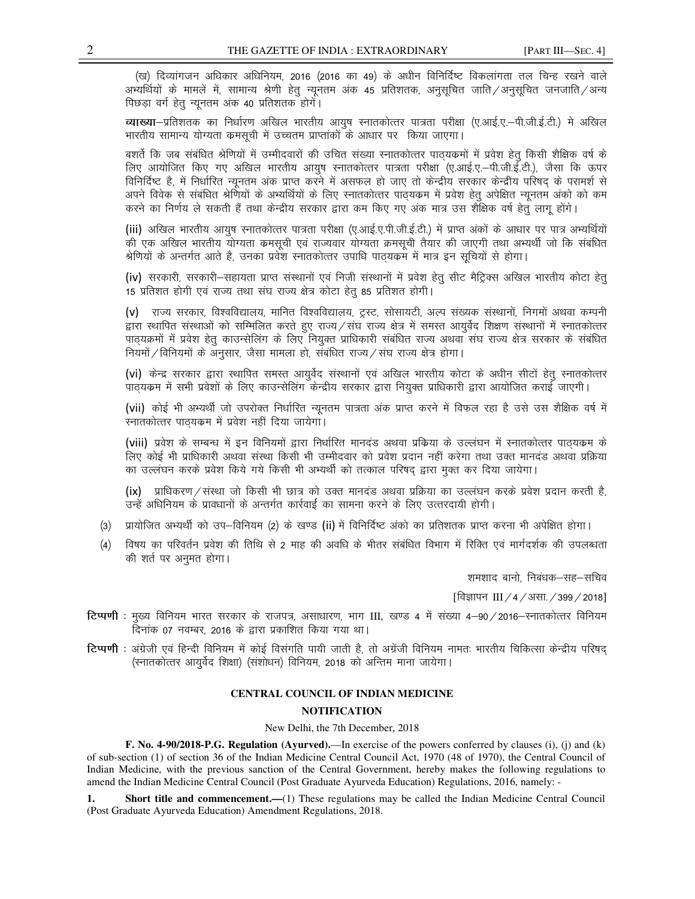(ख) दिव्यांगजन अधिकार अधिनियम, 2016 (2016 का 49) के अधीन विनिर्दिष्ट विकलांगता तल चिन्ह रखने वाले अभ्यर्थियों के मामलें में, सामान्य श्रेणी हेतु न्यूनतम अंक 45 प्रतिशतक, अनुसूचित जाति/अनुसूचित जनजाति/अन्य पिछड़ा वर्ग हेतु न्यूनतम अंक 40 प्रतिशतक होगें।

**व्याख्या**–प्रतिशतक का निर्धारण अखिल भारतीय आयुष स्नातकोत्तर पात्रता परीक्षा (ए.आई.ए.–पी.जी.ई.टी.) मे अखिल भारतीय सामान्य योग्यता कमसूची में उच्चतम प्राप्तांकों के आधार पर किया जाएगा।

बशर्ते कि जब संबंधित श्रेणियों में उम्मीदवारों की उचित संख्या स्नातकोत्तर पाठ्यक्रमों में प्रवेश हेतु किसी शैक्षिक वर्ष के लिए आयोजित किए गए अखिल भारतीय आयुष स्नातकोत्तर पात्रता परीक्षा (ए.आई.ए.–पी.जी.ई.टी.), जैसा कि ऊपर विनिर्दिष्ट है, में निर्धारित न्यूनतम अंक प्राप्त करने में असफल हो जाए तो केन्द्रीय सरकार केन्द्रीय परिषद् के परामर्श से अपने विवेक से संबंधित श्रेणियों के अभ्यर्थियों के लिए स्नातकोत्तर पाठ्यक्रम में प्रवेश हेतु अपेक्षित न्यूनतम अंको को कम करने का निर्णय ले सकती हैं तथा केन्द्रीय सरकार द्वारा कम किए गए अंक मात्र उस शैक्षिक वर्ष हेतु लागू होंगे।

(iii) अखिल भारतीय आयुष स्नातकोत्तर पात्रता परीक्षा (ए.आई.ए.पी.जी.ई.टी.) में प्राप्त अंकों के आधार पर पात्र अभ्यर्थियों की एक अखिल भारतीय योग्यता क्रमसूची एवं राज्यवार योग्यता क्रमसूची तैयार की जाएगी तथा अभ्यर्थी जो कि संबंधित श्रेणियों के अन्तर्गत आते है, उनका प्रवेश स्नातकोत्तर उपाधि पाठ्यक्रम में मात्र इन सूचियों से होगा।

(iv) सरकारी, सरकारी–सहायता प्राप्त संस्थानों एवं निजी संस्थानों में प्रवेश हेतु सीट मैट्रिक्स अखिल भारतीय कोटा हेतु 15 प्रतिशत होगी एवं राज्य तथा संघ राज्य क्षेत्र कोटा हेतु 85 प्रतिशत होगी।

(v) राज्य सरकार, विश्वविद्यालय, मानित विश्वविद्यालय, ट्रस्ट, सोसायटी, अल्प संख्यक संस्थानों, निगमों अथवा कम्पनी द्वारा स्थापित संस्थाओं को सम्मिलित करते हुए राज्य/संघ राज्य क्षेत्र में समस्त आयुर्वेद शिक्षण संस्थानों में स्नातकोत्तर पाठ्यक्रमों में प्रवेश हेतु काउन्सेलिंग के लिए नियुक्त प्राधिकारी संबंधित राज्य अथवा संघ राज्य क्षेत्र सरकार के संबंधित नियमों/विनियमों के अनुसार, जैसा मामला हो, संबंधित राज्य/संघ राज्य क्षेत्र होगा।

(vi) केन्द्र सरकार द्वारा स्थापित समस्त आयुर्वेद संस्थानों एवं अखिल भारतीय कोटा के अधीन सीटों हेतु स्नातकोत्तर पाठ्यक्रम में सभी प्रवेशों के लिए काउन्सेलिंग केन्द्रीय सरकार द्वारा नियुक्त प्राधिकारी द्वारा आयोजित कराई जाएगी।

(vii) कोई भी अभ्यर्थी जो उपरोक्त निर्धारित न्यूनतम पात्रता अंक प्राप्त करने में विफल रहा है उसे उस शैक्षिक वर्ष में स्नातकोत्तर पाठ्यक्रम में प्रवेश नहीं दिया जायेगा।

(viii) प्रवेश के सम्बन्ध में इन विनियमों द्वारा निर्धारित मानदंड अथवा प्रकिया के उल्लंघन में स्नातकोत्तर पाठ्यक्रम के लिए कोई भी प्राधिकारी अथवा संस्था किसी भी उम्मीदवार को प्रवेश प्रदान नहीं करेगा तथा उक्त मानदंड अथवा प्रक्रिया का उल्लंघन करके प्रवेश किये गये किसी भी अभ्यर्थी को तत्काल परिषद् द्वारा मुक्त कर दिया जायेगा।

(ix) प्राधिकरण/संस्था जो किसी भी छात्र को उक्त मानदंड अथवा प्रक्रिया का उल्लंघन करके प्रवेश प्रदान करती है, उन्हें अधिनियम के प्रावधानों के अन्तर्गत कार्रवाई का सामना करने के लिए उत्तरदायी होगी।

(3) प्रायोजित अभ्यर्थी को उप–विनियम (2) के खण्ड (ii) में विनिर्दिष्ट अंको का प्रतिशतक प्राप्त करना भी अपेक्षित होगा।

(4) विषय का परिवर्तन प्रवेश की तिथि से 2 माह की अवधि के भीतर संबंधित विभाग में रिक्ति एवं मार्गदर्शक की उपलब्धता की शर्त पर अनुमत होगा।

शमशाद बानो, निबंधक–सह–सचिव

[विज्ञापन III/4/असा./399/2018]

**टिप्पणी** : मुख्य विनियम भारत सरकार के राजपत्र, असाधारण, भाग III, खण्ड 4 में संख्या 4–90/2016–स्नातकोत्तर विनियम दिनांक 07 नवम्बर, 2016 के द्वारा प्रकाशित किया गया था।

**टिप्पणी** : अंग्रेजी एवं हिन्दी विनियम में कोई विसंगति पायी जाती है, तो अग्रेंजी विनियम नामतः भारतीय चिकित्सा केन्द्रीय परिषद् (स्नातकोत्तर आयुर्वेद शिक्षा) (संशोधन) विनियम, 2018 को अन्तिम माना जायेगा।

## CENTRAL COUNCIL OF INDIAN MEDICINE

### NOTIFICATION

New Delhi, the 7th December, 2018

**F. No. 4-90/2018-P.G. Regulation (Ayurved).**—In exercise of the powers conferred by clauses (i), (j) and (k) of sub-section (1) of section 36 of the Indian Medicine Central Council Act, 1970 (48 of 1970), the Central Council of Indian Medicine, with the previous sanction of the Central Government, hereby makes the following regulations to amend the Indian Medicine Central Council (Post Graduate Ayurveda Education) Regulations, 2016, namely: -

**1. Short title and commencement.**—(1) These regulations may be called the Indian Medicine Central Council (Post Graduate Ayurveda Education) Amendment Regulations, 2018.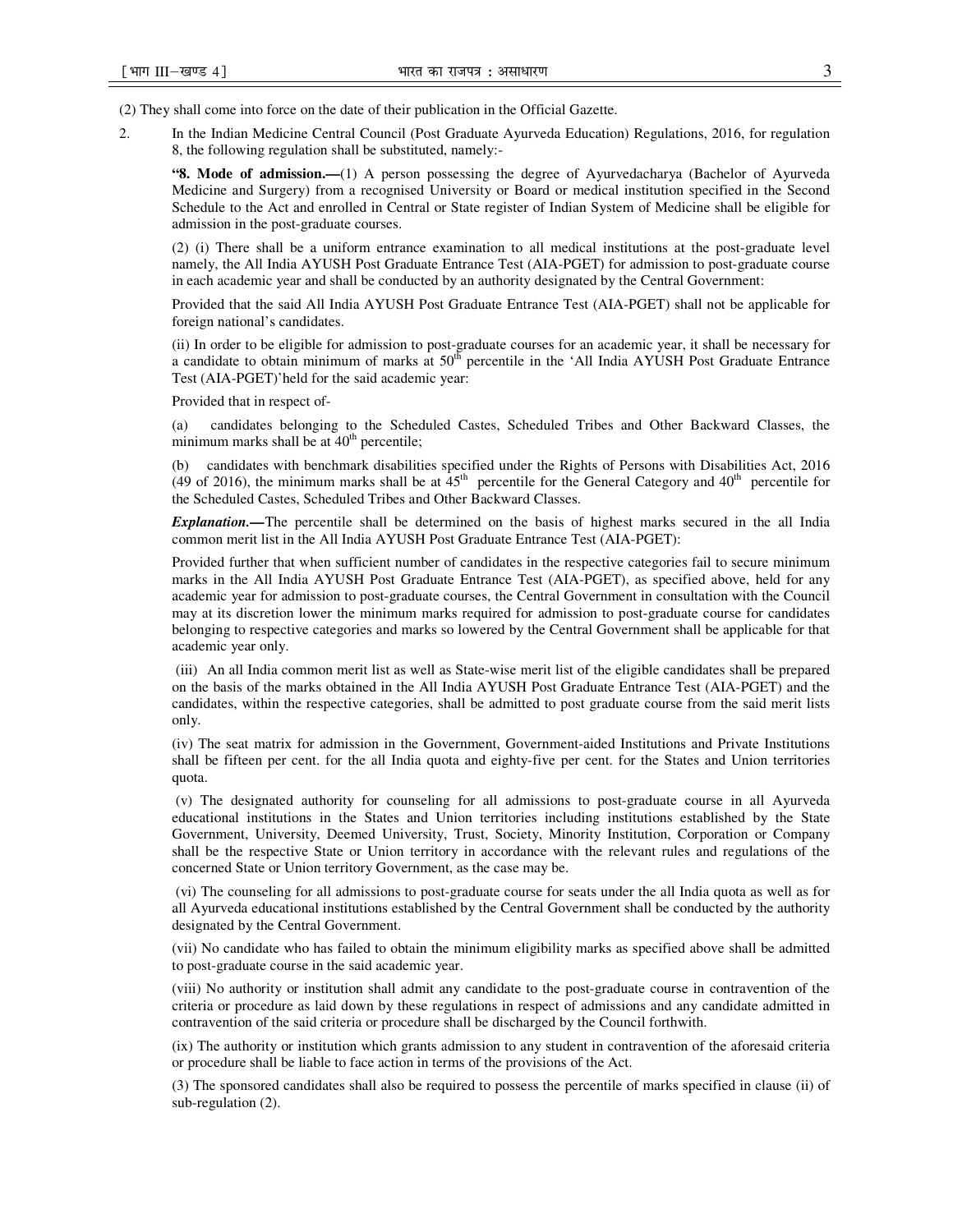(2) They shall come into force on the date of their publication in the Official Gazette.

2. In the Indian Medicine Central Council (Post Graduate Ayurveda Education) Regulations, 2016, for regulation 8, the following regulation shall be substituted, namely:-

**"8. Mode of admission.—**(1) A person possessing the degree of Ayurvedacharya (Bachelor of Ayurveda Medicine and Surgery) from a recognised University or Board or medical institution specified in the Second Schedule to the Act and enrolled in Central or State register of Indian System of Medicine shall be eligible for admission in the post-graduate courses.

(2) (i) There shall be a uniform entrance examination to all medical institutions at the post-graduate level namely, the All India AYUSH Post Graduate Entrance Test (AIA-PGET) for admission to post-graduate course in each academic year and shall be conducted by an authority designated by the Central Government:

Provided that the said All India AYUSH Post Graduate Entrance Test (AIA-PGET) shall not be applicable for foreign national's candidates.

(ii) In order to be eligible for admission to post-graduate courses for an academic year, it shall be necessary for a candidate to obtain minimum of marks at 50th percentile in the 'All India AYUSH Post Graduate Entrance Test (AIA-PGET)'held for the said academic year:

Provided that in respect of-

(a) candidates belonging to the Scheduled Castes, Scheduled Tribes and Other Backward Classes, the minimum marks shall be at 40th percentile;

(b) candidates with benchmark disabilities specified under the Rights of Persons with Disabilities Act, 2016 (49 of 2016), the minimum marks shall be at 45th percentile for the General Category and 40th percentile for the Scheduled Castes, Scheduled Tribes and Other Backward Classes.

***Explanation*.—**The percentile shall be determined on the basis of highest marks secured in the all India common merit list in the All India AYUSH Post Graduate Entrance Test (AIA-PGET):

Provided further that when sufficient number of candidates in the respective categories fail to secure minimum marks in the All India AYUSH Post Graduate Entrance Test (AIA-PGET), as specified above, held for any academic year for admission to post-graduate courses, the Central Government in consultation with the Council may at its discretion lower the minimum marks required for admission to post-graduate course for candidates belonging to respective categories and marks so lowered by the Central Government shall be applicable for that academic year only.

(iii) An all India common merit list as well as State-wise merit list of the eligible candidates shall be prepared on the basis of the marks obtained in the All India AYUSH Post Graduate Entrance Test (AIA-PGET) and the candidates, within the respective categories, shall be admitted to post graduate course from the said merit lists only.

(iv) The seat matrix for admission in the Government, Government-aided Institutions and Private Institutions shall be fifteen per cent. for the all India quota and eighty-five per cent. for the States and Union territories quota.

(v) The designated authority for counseling for all admissions to post-graduate course in all Ayurveda educational institutions in the States and Union territories including institutions established by the State Government, University, Deemed University, Trust, Society, Minority Institution, Corporation or Company shall be the respective State or Union territory in accordance with the relevant rules and regulations of the concerned State or Union territory Government, as the case may be.

(vi) The counseling for all admissions to post-graduate course for seats under the all India quota as well as for all Ayurveda educational institutions established by the Central Government shall be conducted by the authority designated by the Central Government.

(vii) No candidate who has failed to obtain the minimum eligibility marks as specified above shall be admitted to post-graduate course in the said academic year.

(viii) No authority or institution shall admit any candidate to the post-graduate course in contravention of the criteria or procedure as laid down by these regulations in respect of admissions and any candidate admitted in contravention of the said criteria or procedure shall be discharged by the Council forthwith.

(ix) The authority or institution which grants admission to any student in contravention of the aforesaid criteria or procedure shall be liable to face action in terms of the provisions of the Act.

(3) The sponsored candidates shall also be required to possess the percentile of marks specified in clause (ii) of sub-regulation (2).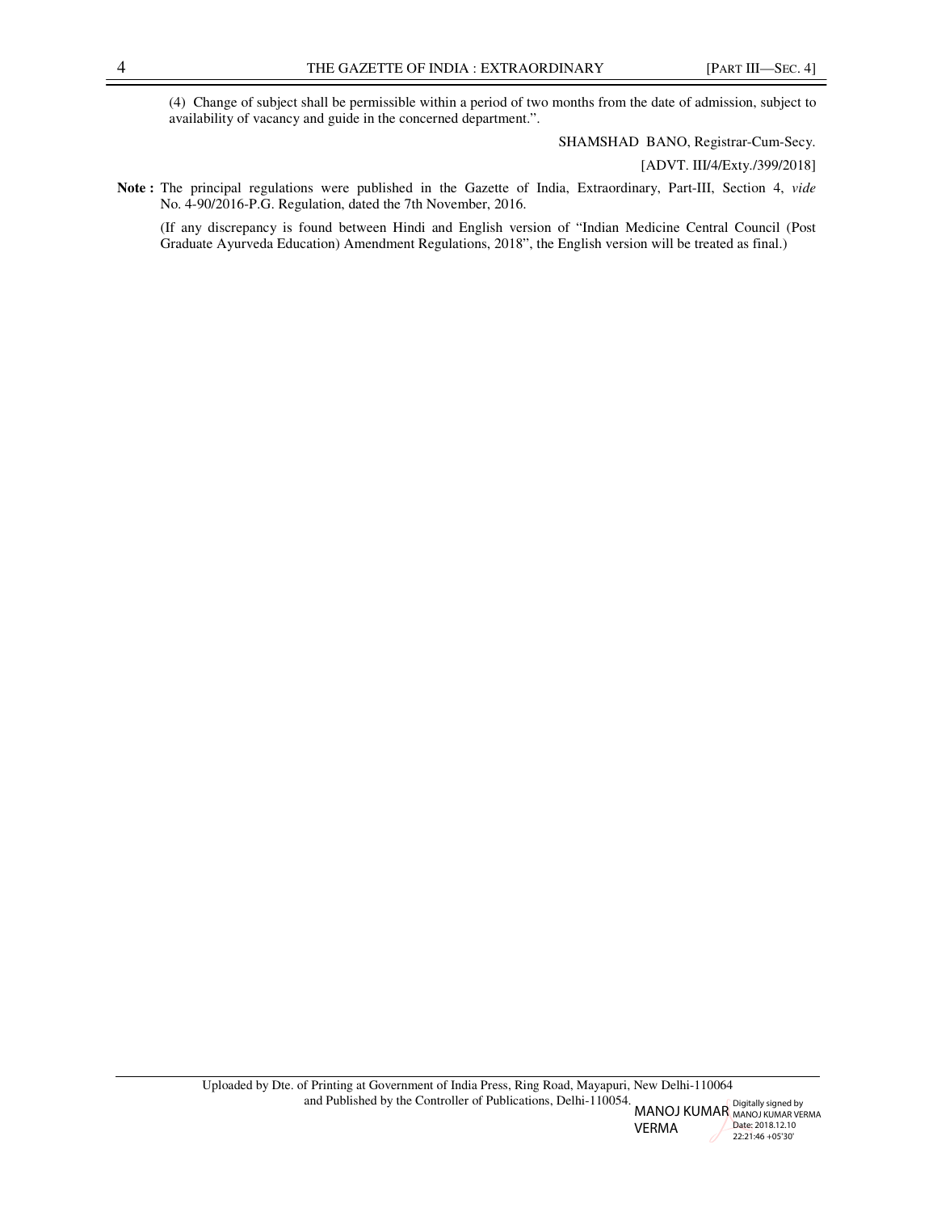(4) Change of subject shall be permissible within a period of two months from the date of admission, subject to availability of vacancy and guide in the concerned department.".

SHAMSHAD BANO, Registrar-Cum-Secy.

[ADVT. III/4/Exty./399/2018]

**Note :** The principal regulations were published in the Gazette of India, Extraordinary, Part-III, Section 4, *vide* No. 4-90/2016-P.G. Regulation, dated the 7th November, 2016.

(If any discrepancy is found between Hindi and English version of "Indian Medicine Central Council (Post Graduate Ayurveda Education) Amendment Regulations, 2018", the English version will be treated as final.)

Uploaded by Dte. of Printing at Government of India Press, Ring Road, Mayapuri, New Delhi-110064 and Published by the Controller of Publications, Delhi-110054.

MANOJ KUMAR VERMA Digitally signed by MANOJ KUMAR VERMA Date: 2018.12.10 22:21:46 +05'30'